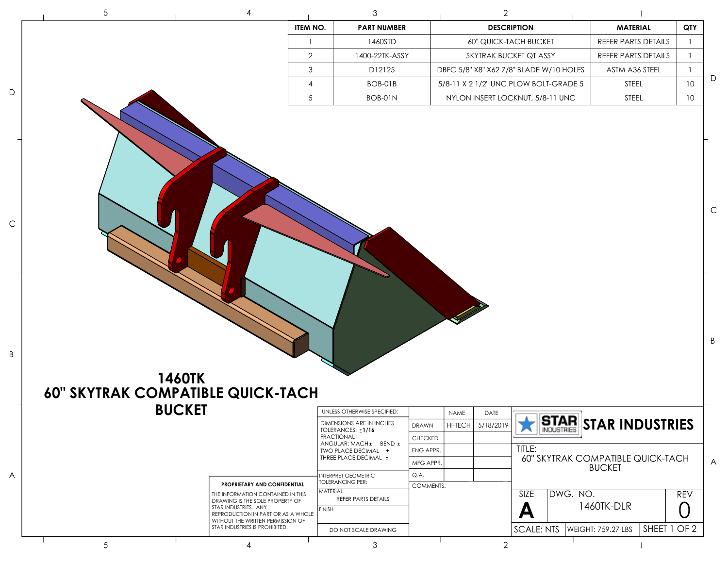| ITEM NO. | PART NUMBER | DESCRIPTION | MATERIAL | QTY |
|---|---|---|---|---|
| 1 | 1460STD | 60" QUICK-TACH BUCKET | REFER PARTS DETAILS | 1 |
| 2 | 1400-22TK-ASSY | SKYTRAK BUCKET QT ASSY | REFER PARTS DETAILS | 1 |
| 3 | D12125 | DBFC 5/8" X8" X62 7/8" BLADE W/10 HOLES | ASTM A36 STEEL | 1 |
| 4 | BOB-01B | 5/8-11 X 2 1/2" UNC PLOW BOLT-GRADE 5 | STEEL | 10 |
| 5 | BOB-01N | NYLON INSERT LOCKNUT, 5/8-11 UNC | STEEL | 10 |

# 1460TK
# 60" SKYTRAK COMPATIBLE QUICK-TACH BUCKET

UNLESS OTHERWISE SPECIFIED:
DIMENSIONS ARE IN INCHES
TOLERANCES: **±1/16**
FRACTIONAL ±
ANGULAR: MACH ± BEND ±
TWO PLACE DECIMAL ±
THREE PLACE DECIMAL ±

INTERPRET GEOMETRIC TOLERANCING PER:

MATERIAL
REFER PARTS DETAILS

FINISH

DO NOT SCALE DRAWING

|  | NAME | DATE |
|---|---|---|
| DRAWN | HI-TECH | 5/18/2019 |
| CHECKED | | |
| ENG APPR. | | |
| MFG APPR. | | |
| Q.A. | | |

COMMENTS:

**PROPRIETARY AND CONFIDENTIAL**

THE INFORMATION CONTAINED IN THIS DRAWING IS THE SOLE PROPERTY OF STAR INDUSTRIES. ANY REPRODUCTION IN PART OR AS A WHOLE WITHOUT THE WRITTEN PERMISSION OF STAR INDUSTRIES IS PROHIBITED.

**STAR INDUSTRIES**

TITLE:
60" SKYTRAK COMPATIBLE QUICK-TACH BUCKET

| SIZE | DWG. NO. | REV |
|---|---|---|
| A | 1460TK-DLR | 0 |

SCALE: NTS | WEIGHT: 759.27 LBS | SHEET 1 OF 2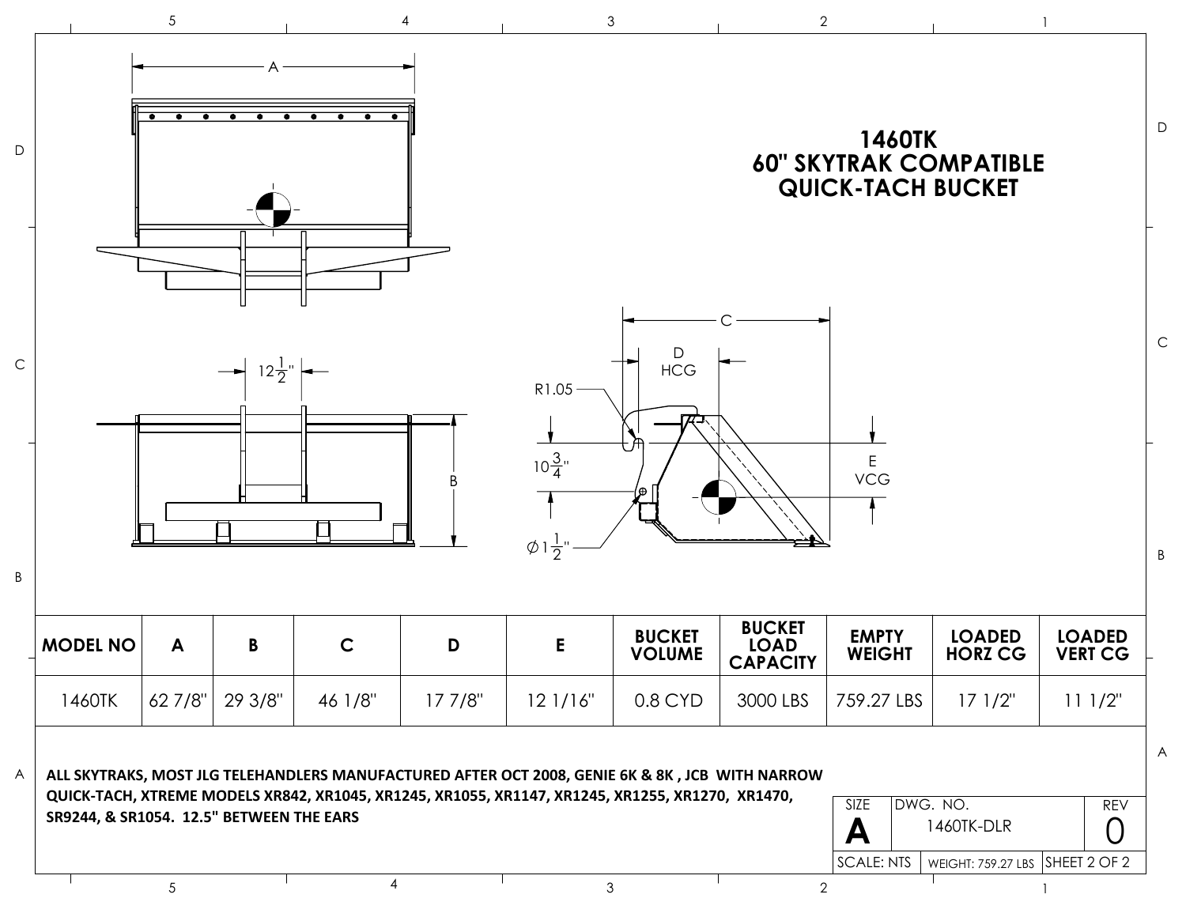# 1460TK
# 60" SKYTRAK COMPATIBLE QUICK-TACH BUCKET

A

$12\frac{1}{2}$"

B

C

D
HCG

R1.05

$10\frac{3}{4}$"

E
VCG

$\varnothing 1\frac{1}{2}$"

| MODEL NO | A | B | C | D | E | BUCKET VOLUME | BUCKET LOAD CAPACITY | EMPTY WEIGHT | LOADED HORZ CG | LOADED VERT CG |
|---|---|---|---|---|---|---|---|---|---|---|
| 1460TK | 62 7/8" | 29 3/8" | 46 1/8" | 17 7/8" | 12 1/16" | 0.8 CYD | 3000 LBS | 759.27 LBS | 17 1/2" | 11 1/2" |

**ALL SKYTRAKS, MOST JLG TELEHANDLERS MANUFACTURED AFTER OCT 2008, GENIE 6K & 8K , JCB WITH NARROW QUICK-TACH, XTREME MODELS XR842, XR1045, XR1245, XR1055, XR1147, XR1245, XR1255, XR1270, XR1470, SR9244, & SR1054. 12.5" BETWEEN THE EARS**

| SIZE | DWG. NO. | | REV |
|---|---|---|---|
| A | 1460TK-DLR | | 0 |
| SCALE: NTS | WEIGHT: 759.27 LBS | SHEET 2 OF 2 | |